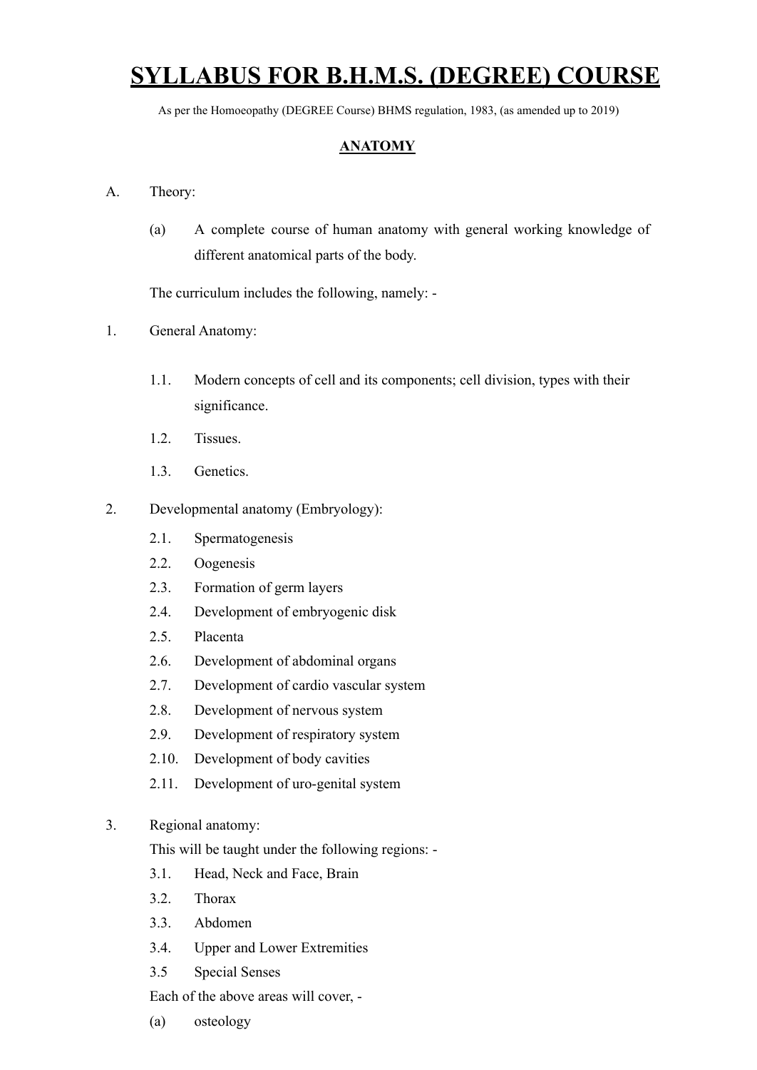# SYLLABUS FOR B.H.M.S. (DEGREE) COURSE

As per the Homoeopathy (DEGREE Course) BHMS regulation, 1983, (as amended up to 2019)

## ANATOMY

A. Theory:

(a) A complete course of human anatomy with general working knowledge of different anatomical parts of the body.

The curriculum includes the following, namely: -

1. General Anatomy:

   1.1. Modern concepts of cell and its components; cell division, types with their significance.

   1.2. Tissues.

   1.3. Genetics.

2. Developmental anatomy (Embryology):

   2.1. Spermatogenesis

   2.2. Oogenesis

   2.3. Formation of germ layers

   2.4. Development of embryogenic disk

   2.5. Placenta

   2.6. Development of abdominal organs

   2.7. Development of cardio vascular system

   2.8. Development of nervous system

   2.9. Development of respiratory system

   2.10. Development of body cavities

   2.11. Development of uro-genital system

3. Regional anatomy:

   This will be taught under the following regions: -

   3.1. Head, Neck and Face, Brain

   3.2. Thorax

   3.3. Abdomen

   3.4. Upper and Lower Extremities

   3.5 Special Senses

   Each of the above areas will cover, -

   (a) osteology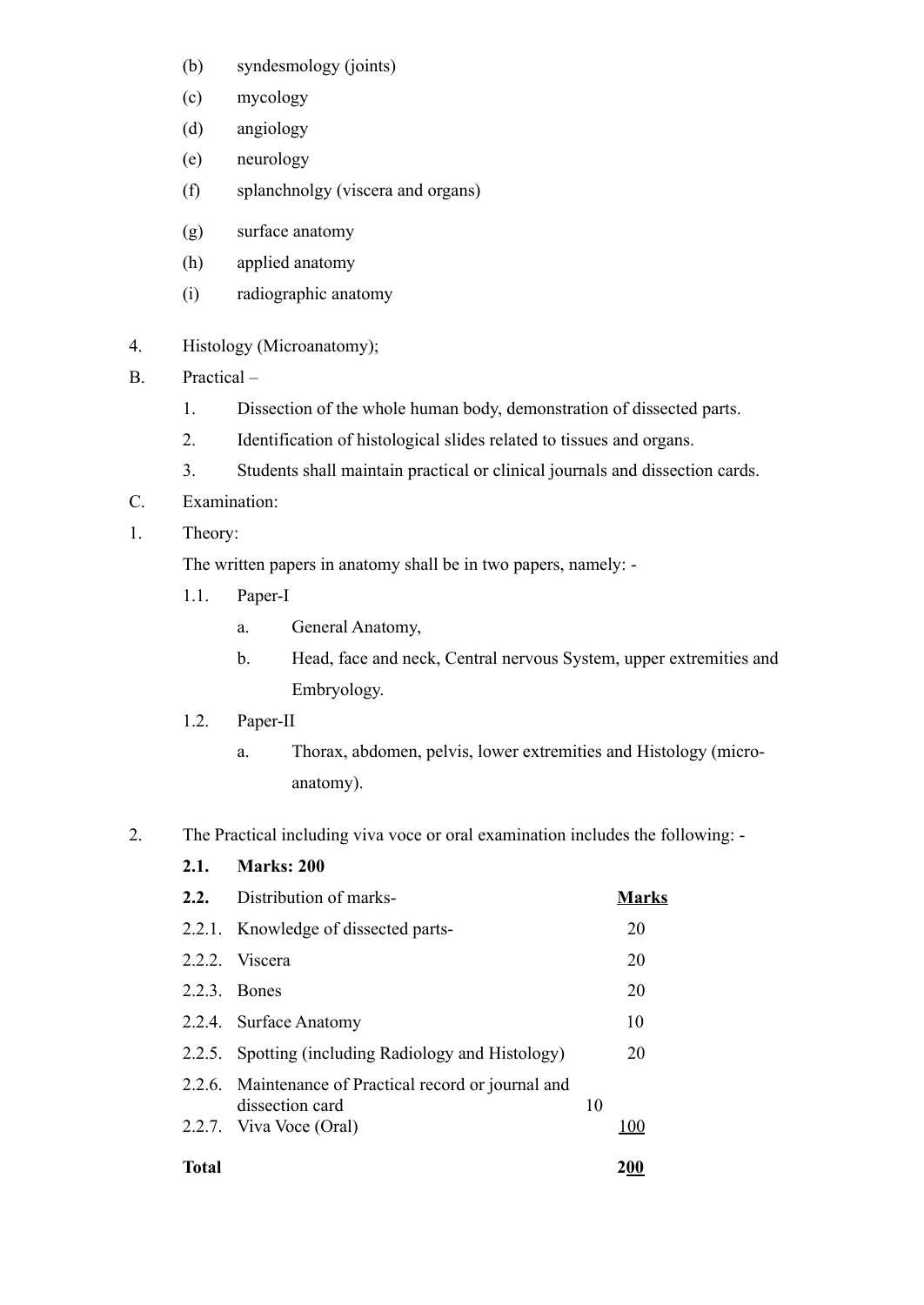(b) syndesmology (joints)

(c) mycology

(d) angiology

(e) neurology

(f) splanchnolgy (viscera and organs)

(g) surface anatomy

(h) applied anatomy

(i) radiographic anatomy

4. Histology (Microanatomy);

B. Practical –

1. Dissection of the whole human body, demonstration of dissected parts.
2. Identification of histological slides related to tissues and organs.
3. Students shall maintain practical or clinical journals and dissection cards.

C. Examination:

1. Theory:

The written papers in anatomy shall be in two papers, namely: -

1.1. Paper-I

a. General Anatomy,

b. Head, face and neck, Central nervous System, upper extremities and Embryology.

1.2. Paper-II

a. Thorax, abdomen, pelvis, lower extremities and Histology (micro-anatomy).

2. The Practical including viva voce or oral examination includes the following: -

**2.1. Marks: 200**

| **2.2.** | Distribution of marks- | **Marks** |
|---|---|---|
| 2.2.1. | Knowledge of dissected parts- | 20 |
| 2.2.2. | Viscera | 20 |
| 2.2.3. | Bones | 20 |
| 2.2.4. | Surface Anatomy | 10 |
| 2.2.5. | Spotting (including Radiology and Histology) | 20 |
| 2.2.6. | Maintenance of Practical record or journal and dissection card | 10 |
| 2.2.7. | Viva Voce (Oral) | 100 |
| **Total** | | **200** |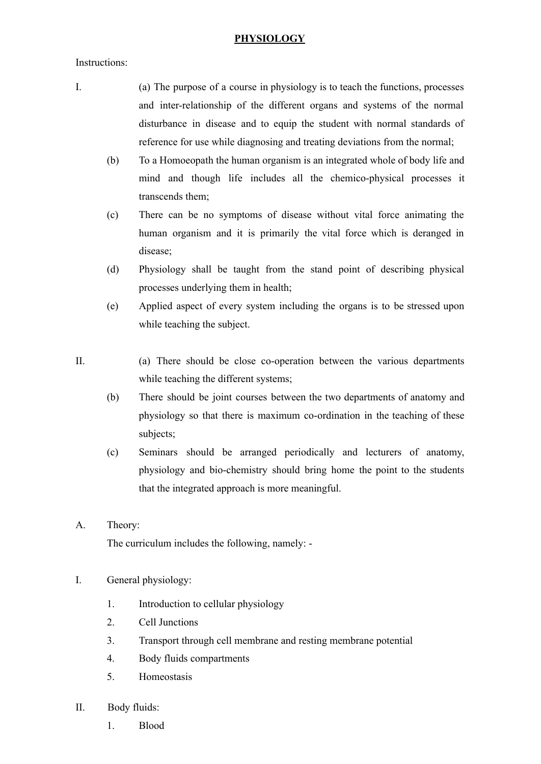# PHYSIOLOGY

Instructions:

I. (a) The purpose of a course in physiology is to teach the functions, processes and inter-relationship of the different organs and systems of the normal disturbance in disease and to equip the student with normal standards of reference for use while diagnosing and treating deviations from the normal;

(b) To a Homoeopath the human organism is an integrated whole of body life and mind and though life includes all the chemico-physical processes it transcends them;

(c) There can be no symptoms of disease without vital force animating the human organism and it is primarily the vital force which is deranged in disease;

(d) Physiology shall be taught from the stand point of describing physical processes underlying them in health;

(e) Applied aspect of every system including the organs is to be stressed upon while teaching the subject.

II. (a) There should be close co-operation between the various departments while teaching the different systems;

(b) There should be joint courses between the two departments of anatomy and physiology so that there is maximum co-ordination in the teaching of these subjects;

(c) Seminars should be arranged periodically and lecturers of anatomy, physiology and bio-chemistry should bring home the point to the students that the integrated approach is more meaningful.

A. Theory:

The curriculum includes the following, namely: -

I. General physiology:

1. Introduction to cellular physiology
2. Cell Junctions
3. Transport through cell membrane and resting membrane potential
4. Body fluids compartments
5. Homeostasis

II. Body fluids:

1. Blood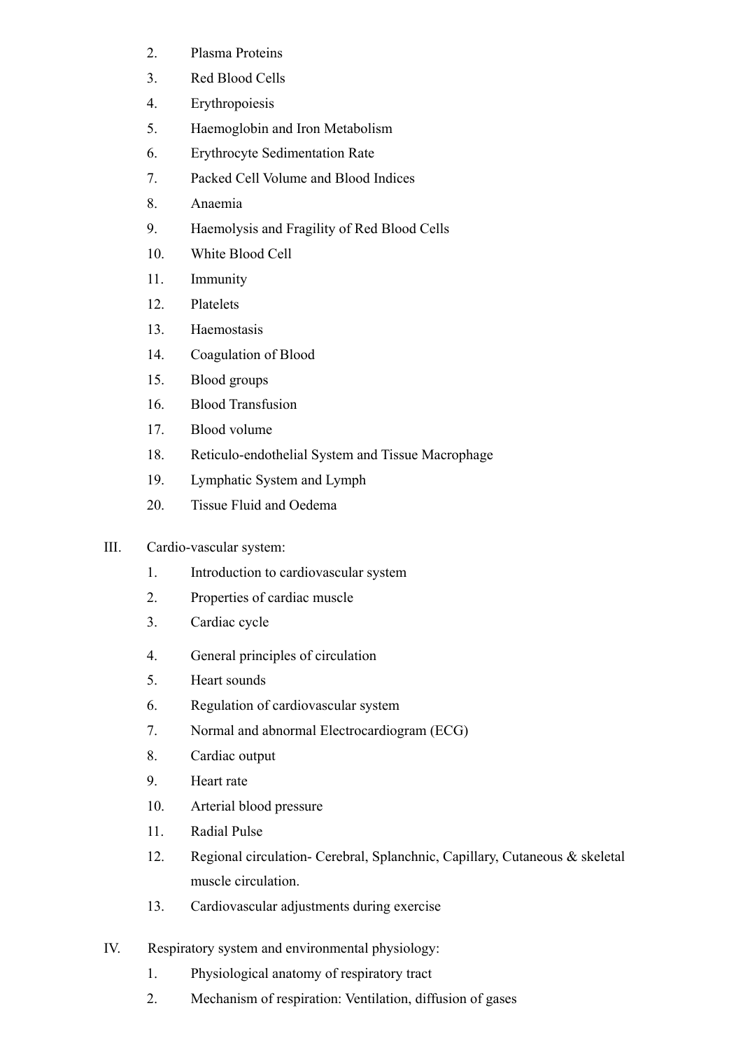2. Plasma Proteins
3. Red Blood Cells
4. Erythropoiesis
5. Haemoglobin and Iron Metabolism
6. Erythrocyte Sedimentation Rate
7. Packed Cell Volume and Blood Indices
8. Anaemia
9. Haemolysis and Fragility of Red Blood Cells
10. White Blood Cell
11. Immunity
12. Platelets
13. Haemostasis
14. Coagulation of Blood
15. Blood groups
16. Blood Transfusion
17. Blood volume
18. Reticulo-endothelial System and Tissue Macrophage
19. Lymphatic System and Lymph
20. Tissue Fluid and Oedema

III. Cardio-vascular system:

1. Introduction to cardiovascular system
2. Properties of cardiac muscle
3. Cardiac cycle
4. General principles of circulation
5. Heart sounds
6. Regulation of cardiovascular system
7. Normal and abnormal Electrocardiogram (ECG)
8. Cardiac output
9. Heart rate
10. Arterial blood pressure
11. Radial Pulse
12. Regional circulation- Cerebral, Splanchnic, Capillary, Cutaneous & skeletal muscle circulation.
13. Cardiovascular adjustments during exercise

IV. Respiratory system and environmental physiology:

1. Physiological anatomy of respiratory tract
2. Mechanism of respiration: Ventilation, diffusion of gases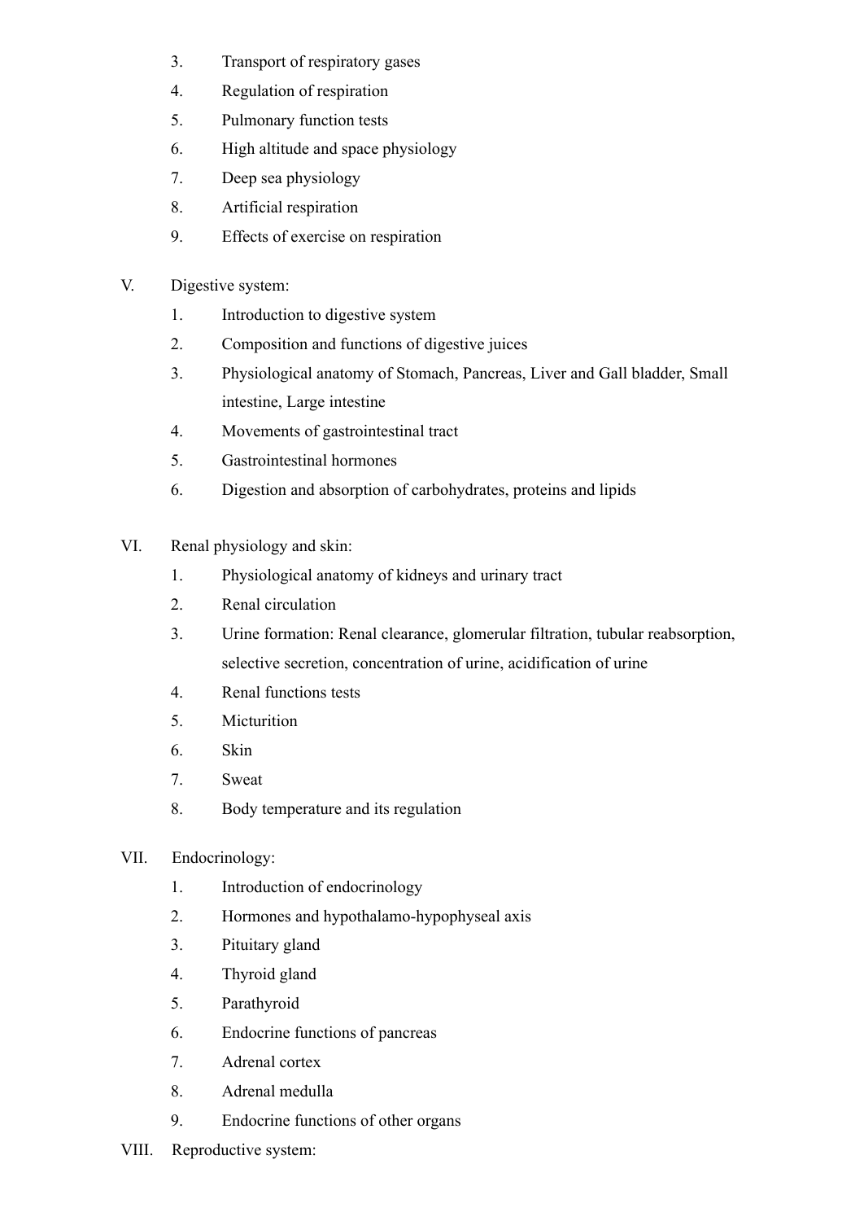3. Transport of respiratory gases
4. Regulation of respiration
5. Pulmonary function tests
6. High altitude and space physiology
7. Deep sea physiology
8. Artificial respiration
9. Effects of exercise on respiration

V. Digestive system:

1. Introduction to digestive system
2. Composition and functions of digestive juices
3. Physiological anatomy of Stomach, Pancreas, Liver and Gall bladder, Small intestine, Large intestine
4. Movements of gastrointestinal tract
5. Gastrointestinal hormones
6. Digestion and absorption of carbohydrates, proteins and lipids

VI. Renal physiology and skin:

1. Physiological anatomy of kidneys and urinary tract
2. Renal circulation
3. Urine formation: Renal clearance, glomerular filtration, tubular reabsorption, selective secretion, concentration of urine, acidification of urine
4. Renal functions tests
5. Micturition
6. Skin
7. Sweat
8. Body temperature and its regulation

VII. Endocrinology:

1. Introduction of endocrinology
2. Hormones and hypothalamo-hypophyseal axis
3. Pituitary gland
4. Thyroid gland
5. Parathyroid
6. Endocrine functions of pancreas
7. Adrenal cortex
8. Adrenal medulla
9. Endocrine functions of other organs

VIII. Reproductive system: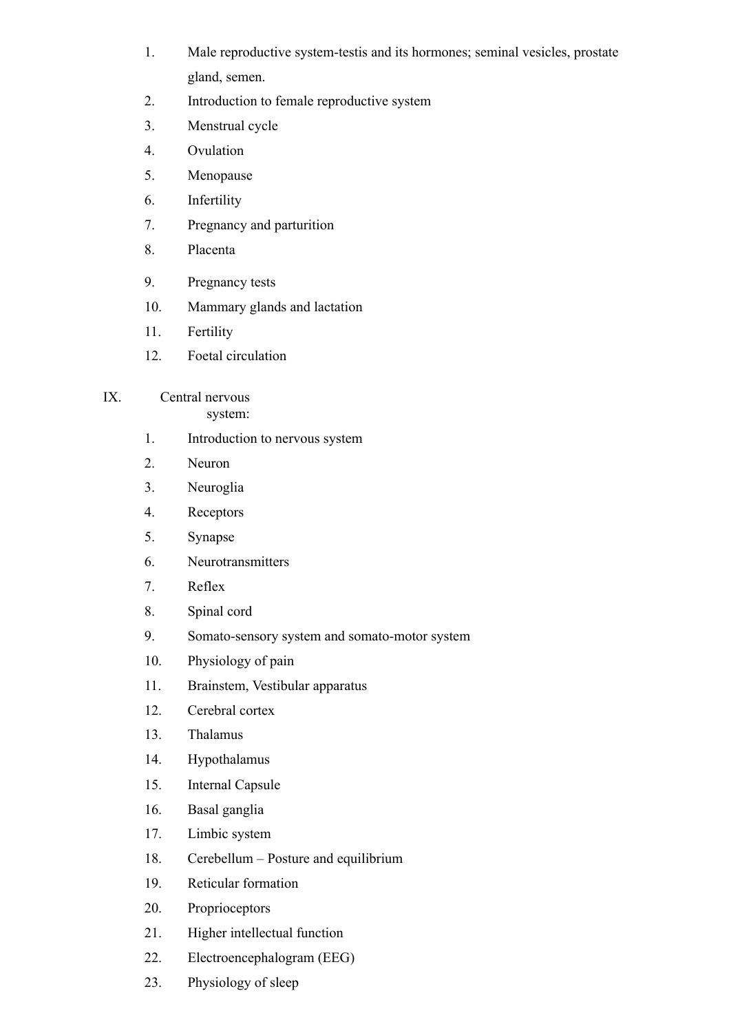1. Male reproductive system-testis and its hormones; seminal vesicles, prostate gland, semen.
2. Introduction to female reproductive system
3. Menstrual cycle
4. Ovulation
5. Menopause
6. Infertility
7. Pregnancy and parturition
8. Placenta
9. Pregnancy tests
10. Mammary glands and lactation
11. Fertility
12. Foetal circulation

IX. Central nervous system:

1. Introduction to nervous system
2. Neuron
3. Neuroglia
4. Receptors
5. Synapse
6. Neurotransmitters
7. Reflex
8. Spinal cord
9. Somato-sensory system and somato-motor system
10. Physiology of pain
11. Brainstem, Vestibular apparatus
12. Cerebral cortex
13. Thalamus
14. Hypothalamus
15. Internal Capsule
16. Basal ganglia
17. Limbic system
18. Cerebellum – Posture and equilibrium
19. Reticular formation
20. Proprioceptors
21. Higher intellectual function
22. Electroencephalogram (EEG)
23. Physiology of sleep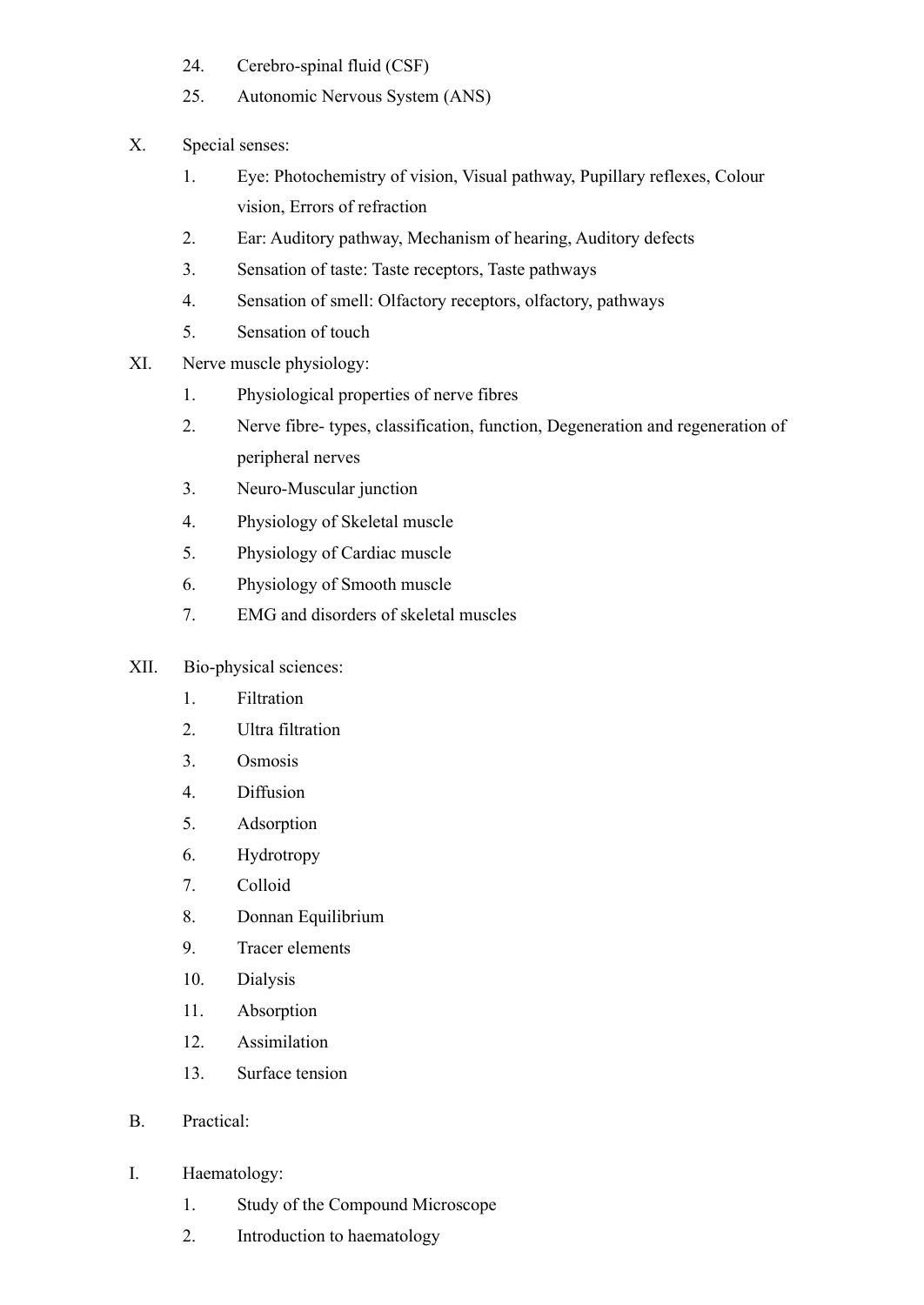24. Cerebro-spinal fluid (CSF)
25. Autonomic Nervous System (ANS)

X. Special senses:

1. Eye: Photochemistry of vision, Visual pathway, Pupillary reflexes, Colour vision, Errors of refraction
2. Ear: Auditory pathway, Mechanism of hearing, Auditory defects
3. Sensation of taste: Taste receptors, Taste pathways
4. Sensation of smell: Olfactory receptors, olfactory, pathways
5. Sensation of touch

XI. Nerve muscle physiology:

1. Physiological properties of nerve fibres
2. Nerve fibre- types, classification, function, Degeneration and regeneration of peripheral nerves
3. Neuro-Muscular junction
4. Physiology of Skeletal muscle
5. Physiology of Cardiac muscle
6. Physiology of Smooth muscle
7. EMG and disorders of skeletal muscles

XII. Bio-physical sciences:

1. Filtration
2. Ultra filtration
3. Osmosis
4. Diffusion
5. Adsorption
6. Hydrotropy
7. Colloid
8. Donnan Equilibrium
9. Tracer elements
10. Dialysis
11. Absorption
12. Assimilation
13. Surface tension

B. Practical:

I. Haematology:

1. Study of the Compound Microscope
2. Introduction to haematology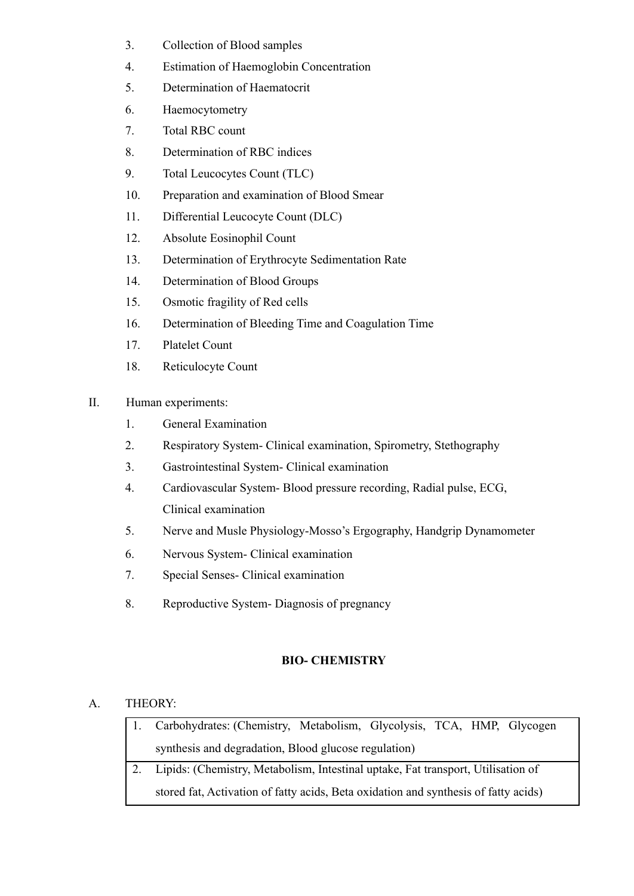3. Collection of Blood samples
4. Estimation of Haemoglobin Concentration
5. Determination of Haematocrit
6. Haemocytometry
7. Total RBC count
8. Determination of RBC indices
9. Total Leucocytes Count (TLC)
10. Preparation and examination of Blood Smear
11. Differential Leucocyte Count (DLC)
12. Absolute Eosinophil Count
13. Determination of Erythrocyte Sedimentation Rate
14. Determination of Blood Groups
15. Osmotic fragility of Red cells
16. Determination of Bleeding Time and Coagulation Time
17. Platelet Count
18. Reticulocyte Count

II. Human experiments:

1. General Examination
2. Respiratory System- Clinical examination, Spirometry, Stethography
3. Gastrointestinal System- Clinical examination
4. Cardiovascular System- Blood pressure recording, Radial pulse, ECG, Clinical examination
5. Nerve and Musle Physiology-Mosso's Ergography, Handgrip Dynamometer
6. Nervous System- Clinical examination
7. Special Senses- Clinical examination
8. Reproductive System- Diagnosis of pregnancy

**BIO- CHEMISTRY**

A. THEORY:

| | |
|---|---|
| 1. | Carbohydrates: (Chemistry, Metabolism, Glycolysis, TCA, HMP, Glycogen synthesis and degradation, Blood glucose regulation) |
| 2. | Lipids: (Chemistry, Metabolism, Intestinal uptake, Fat transport, Utilisation of stored fat, Activation of fatty acids, Beta oxidation and synthesis of fatty acids) |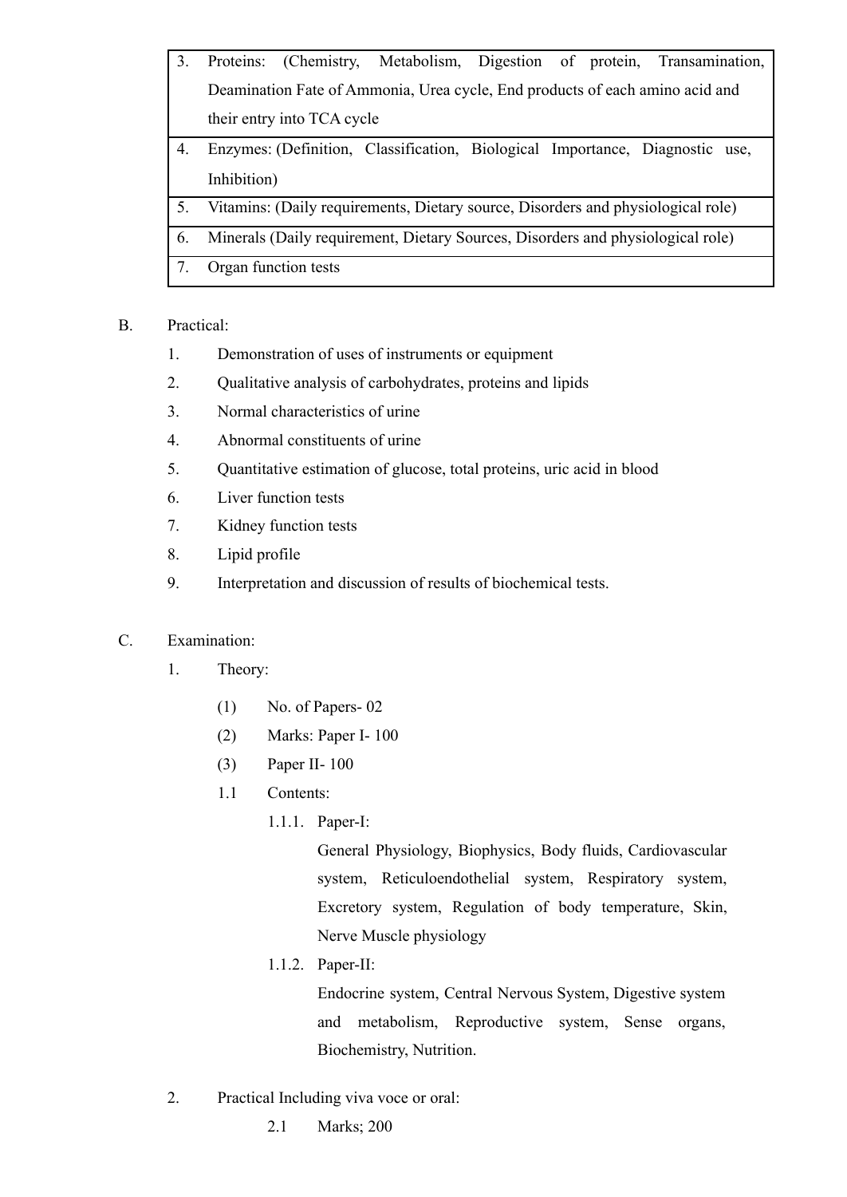| | |
|---|---|
| 3. | Proteins: (Chemistry, Metabolism, Digestion of protein, Transamination, Deamination Fate of Ammonia, Urea cycle, End products of each amino acid and their entry into TCA cycle |
| 4. | Enzymes: (Definition, Classification, Biological Importance, Diagnostic use, Inhibition) |
| 5. | Vitamins: (Daily requirements, Dietary source, Disorders and physiological role) |
| 6. | Minerals (Daily requirement, Dietary Sources, Disorders and physiological role) |
| 7. | Organ function tests |

B. Practical:

1. Demonstration of uses of instruments or equipment
2. Qualitative analysis of carbohydrates, proteins and lipids
3. Normal characteristics of urine
4. Abnormal constituents of urine
5. Quantitative estimation of glucose, total proteins, uric acid in blood
6. Liver function tests
7. Kidney function tests
8. Lipid profile
9. Interpretation and discussion of results of biochemical tests.

C. Examination:

1. Theory:

    (1) No. of Papers- 02

    (2) Marks: Paper I- 100

    (3) Paper II- 100

    1.1 Contents:

    1.1.1. Paper-I:

    General Physiology, Biophysics, Body fluids, Cardiovascular system, Reticuloendothelial system, Respiratory system, Excretory system, Regulation of body temperature, Skin, Nerve Muscle physiology

    1.1.2. Paper-II:

    Endocrine system, Central Nervous System, Digestive system and metabolism, Reproductive system, Sense organs, Biochemistry, Nutrition.

2. Practical Including viva voce or oral:

    2.1 Marks; 200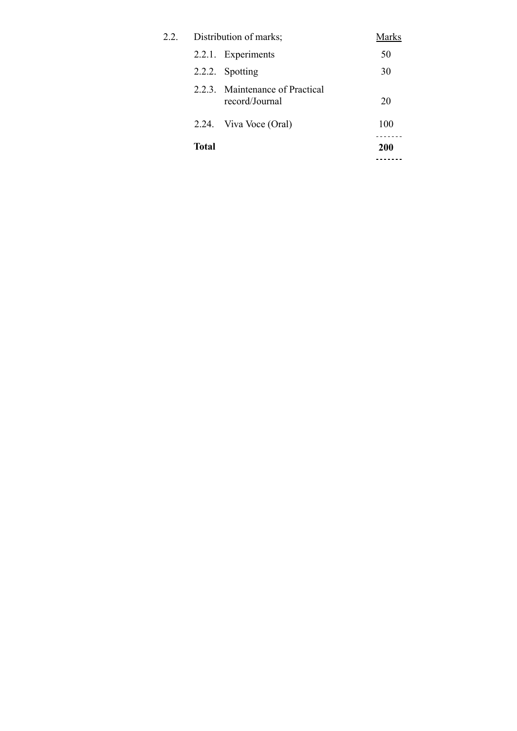2.2. Distribution of marks;

| | | Marks |
|---|---|---|
| 2.2.1. | Experiments | 50 |
| 2.2.2. | Spotting | 30 |
| 2.2.3. | Maintenance of Practical record/Journal | 20 |
| 2.24. | Viva Voce (Oral) | 100 |
| **Total** | | **200** |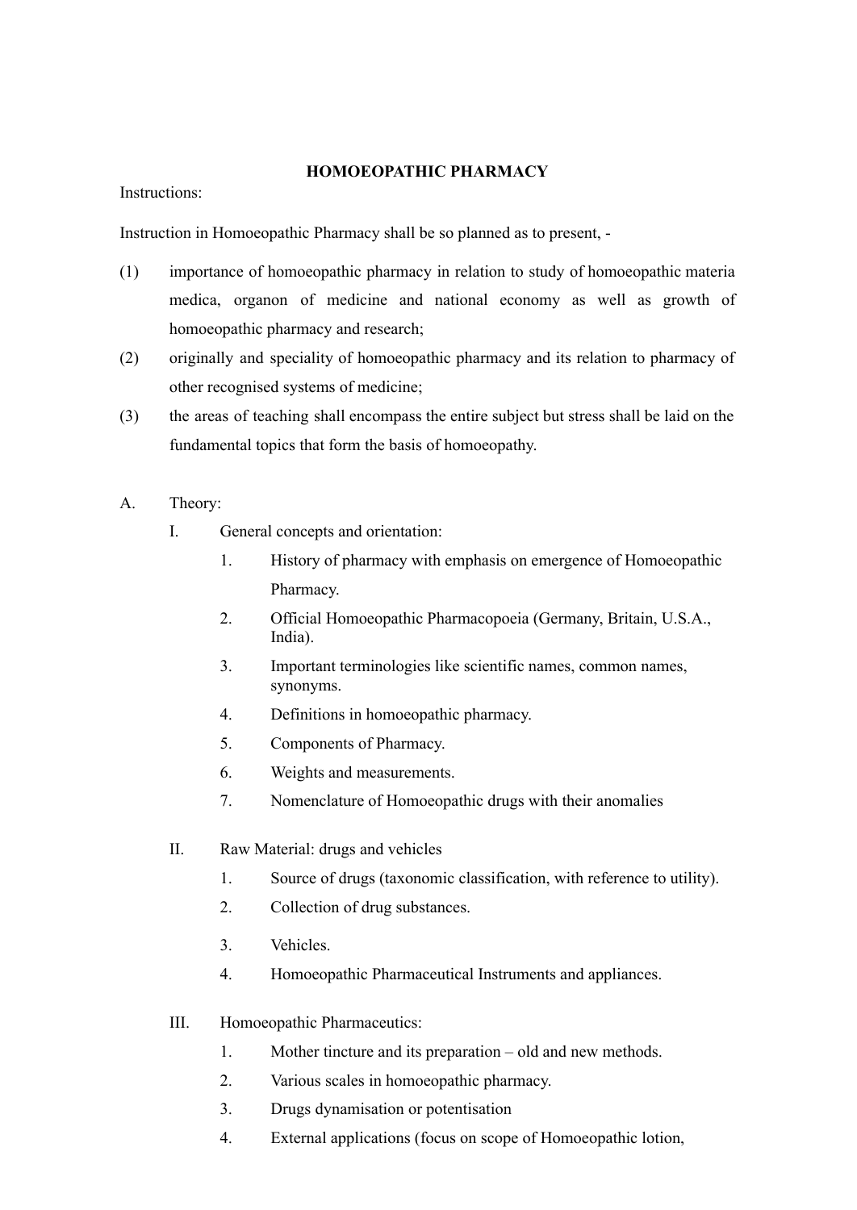## HOMOEOPATHIC PHARMACY

Instructions:

Instruction in Homoeopathic Pharmacy shall be so planned as to present, -

(1) importance of homoeopathic pharmacy in relation to study of homoeopathic materia medica, organon of medicine and national economy as well as growth of homoeopathic pharmacy and research;

(2) originally and speciality of homoeopathic pharmacy and its relation to pharmacy of other recognised systems of medicine;

(3) the areas of teaching shall encompass the entire subject but stress shall be laid on the fundamental topics that form the basis of homoeopathy.

A. Theory:

I. General concepts and orientation:

1. History of pharmacy with emphasis on emergence of Homoeopathic Pharmacy.
2. Official Homoeopathic Pharmacopoeia (Germany, Britain, U.S.A., India).
3. Important terminologies like scientific names, common names, synonyms.
4. Definitions in homoeopathic pharmacy.
5. Components of Pharmacy.
6. Weights and measurements.
7. Nomenclature of Homoeopathic drugs with their anomalies

II. Raw Material: drugs and vehicles

1. Source of drugs (taxonomic classification, with reference to utility).
2. Collection of drug substances.
3. Vehicles.
4. Homoeopathic Pharmaceutical Instruments and appliances.

III. Homoeopathic Pharmaceutics:

1. Mother tincture and its preparation – old and new methods.
2. Various scales in homoeopathic pharmacy.
3. Drugs dynamisation or potentisation
4. External applications (focus on scope of Homoeopathic lotion,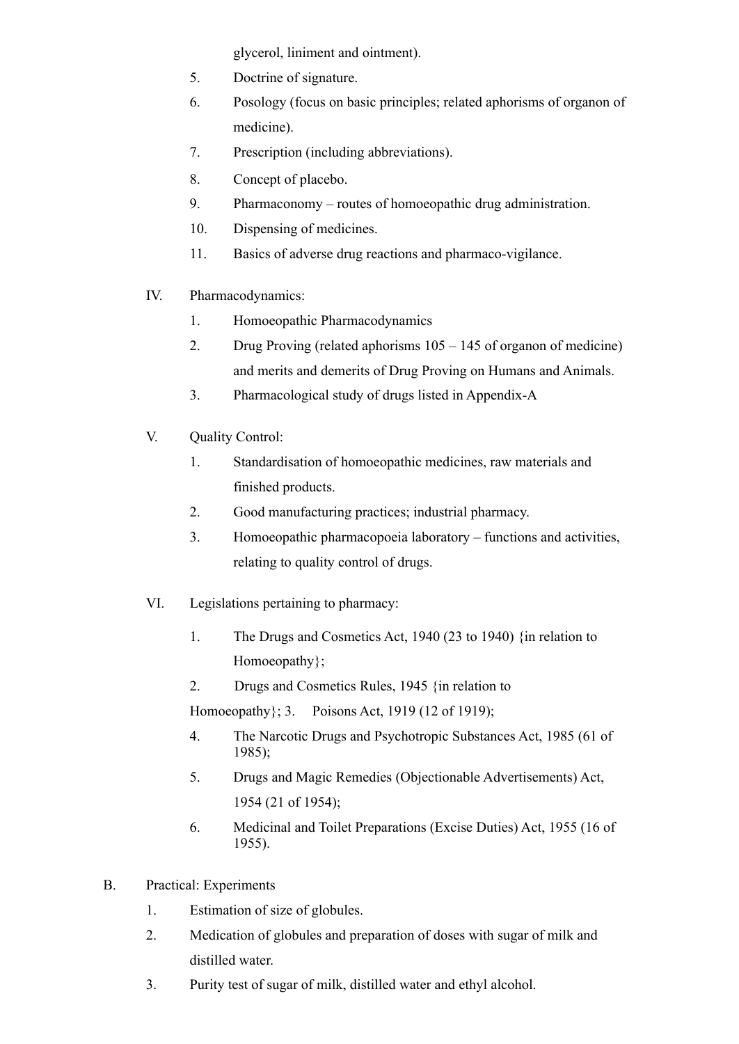glycerol, liniment and ointment).

5. Doctrine of signature.
6. Posology (focus on basic principles; related aphorisms of organon of medicine).
7. Prescription (including abbreviations).
8. Concept of placebo.
9. Pharmaconomy – routes of homoeopathic drug administration.
10. Dispensing of medicines.
11. Basics of adverse drug reactions and pharmaco-vigilance.

IV. Pharmacodynamics:

1. Homoeopathic Pharmacodynamics
2. Drug Proving (related aphorisms 105 – 145 of organon of medicine) and merits and demerits of Drug Proving on Humans and Animals.
3. Pharmacological study of drugs listed in Appendix-A

V. Quality Control:

1. Standardisation of homoeopathic medicines, raw materials and finished products.
2. Good manufacturing practices; industrial pharmacy.
3. Homoeopathic pharmacopoeia laboratory – functions and activities, relating to quality control of drugs.

VI. Legislations pertaining to pharmacy:

1. The Drugs and Cosmetics Act, 1940 (23 to 1940) {in relation to Homoeopathy};
2. Drugs and Cosmetics Rules, 1945 {in relation to Homoeopathy};
3. Poisons Act, 1919 (12 of 1919);
4. The Narcotic Drugs and Psychotropic Substances Act, 1985 (61 of 1985);
5. Drugs and Magic Remedies (Objectionable Advertisements) Act, 1954 (21 of 1954);
6. Medicinal and Toilet Preparations (Excise Duties) Act, 1955 (16 of 1955).

B. Practical: Experiments

1. Estimation of size of globules.
2. Medication of globules and preparation of doses with sugar of milk and distilled water.
3. Purity test of sugar of milk, distilled water and ethyl alcohol.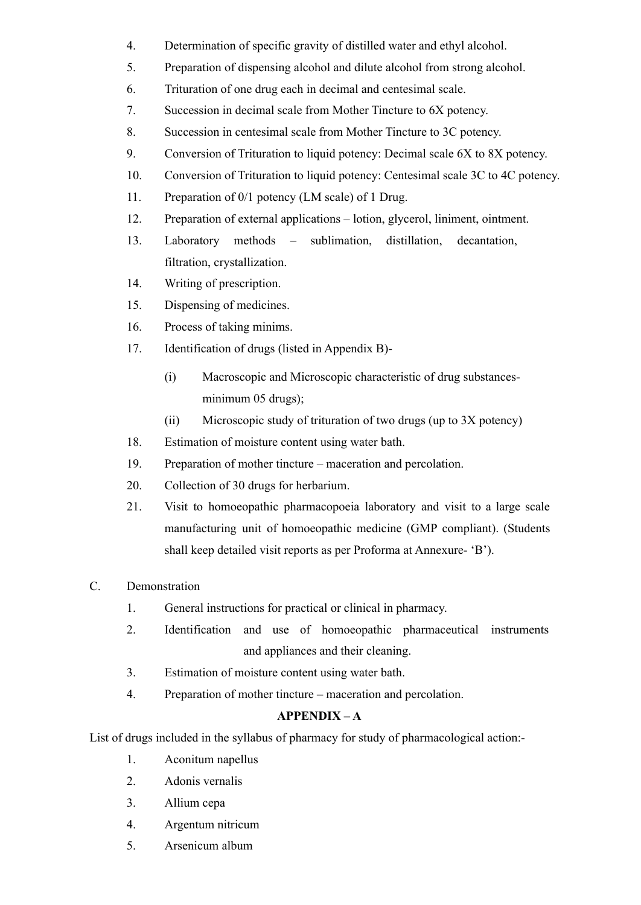4. Determination of specific gravity of distilled water and ethyl alcohol.
5. Preparation of dispensing alcohol and dilute alcohol from strong alcohol.
6. Trituration of one drug each in decimal and centesimal scale.
7. Succession in decimal scale from Mother Tincture to 6X potency.
8. Succession in centesimal scale from Mother Tincture to 3C potency.
9. Conversion of Trituration to liquid potency: Decimal scale 6X to 8X potency.
10. Conversion of Trituration to liquid potency: Centesimal scale 3C to 4C potency.
11. Preparation of 0/1 potency (LM scale) of 1 Drug.
12. Preparation of external applications – lotion, glycerol, liniment, ointment.
13. Laboratory methods – sublimation, distillation, decantation, filtration, crystallization.
14. Writing of prescription.
15. Dispensing of medicines.
16. Process of taking minims.
17. Identification of drugs (listed in Appendix B)-
    - (i) Macroscopic and Microscopic characteristic of drug substances- minimum 05 drugs);
    - (ii) Microscopic study of trituration of two drugs (up to 3X potency)
18. Estimation of moisture content using water bath.
19. Preparation of mother tincture – maceration and percolation.
20. Collection of 30 drugs for herbarium.
21. Visit to homoeopathic pharmacopoeia laboratory and visit to a large scale manufacturing unit of homoeopathic medicine (GMP compliant). (Students shall keep detailed visit reports as per Proforma at Annexure- 'B').

C. Demonstration

1. General instructions for practical or clinical in pharmacy.
2. Identification and use of homoeopathic pharmaceutical instruments and appliances and their cleaning.
3. Estimation of moisture content using water bath.
4. Preparation of mother tincture – maceration and percolation.

**APPENDIX – A**

List of drugs included in the syllabus of pharmacy for study of pharmacological action:-

1. Aconitum napellus
2. Adonis vernalis
3. Allium cepa
4. Argentum nitricum
5. Arsenicum album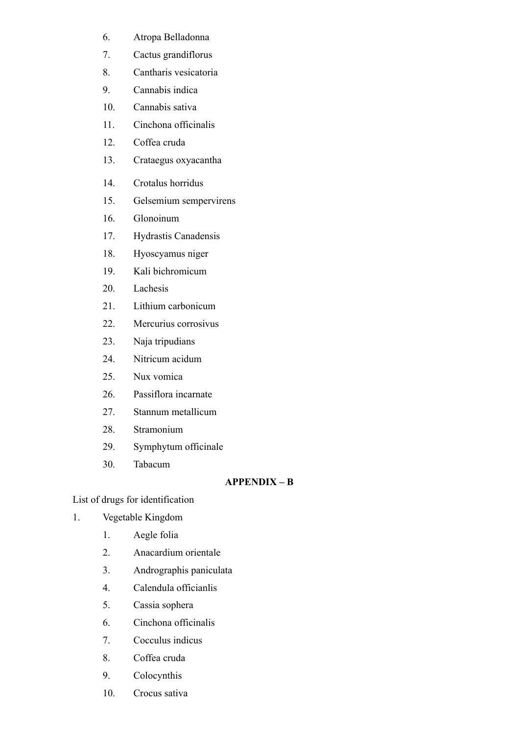6. Atropa Belladonna
7. Cactus grandiflorus
8. Cantharis vesicatoria
9. Cannabis indica
10. Cannabis sativa
11. Cinchona officinalis
12. Coffea cruda
13. Crataegus oxyacantha
14. Crotalus horridus
15. Gelsemium sempervirens
16. Glonoinum
17. Hydrastis Canadensis
18. Hyoscyamus niger
19. Kali bichromicum
20. Lachesis
21. Lithium carbonicum
22. Mercurius corrosivus
23. Naja tripudians
24. Nitricum acidum
25. Nux vomica
26. Passiflora incarnate
27. Stannum metallicum
28. Stramonium
29. Symphytum officinale
30. Tabacum

## APPENDIX – B

List of drugs for identification

1. Vegetable Kingdom
    1. Aegle folia
    2. Anacardium orientale
    3. Andrographis paniculata
    4. Calendula officianlis
    5. Cassia sophera
    6. Cinchona officinalis
    7. Cocculus indicus
    8. Coffea cruda
    9. Colocynthis
    10. Crocus sativa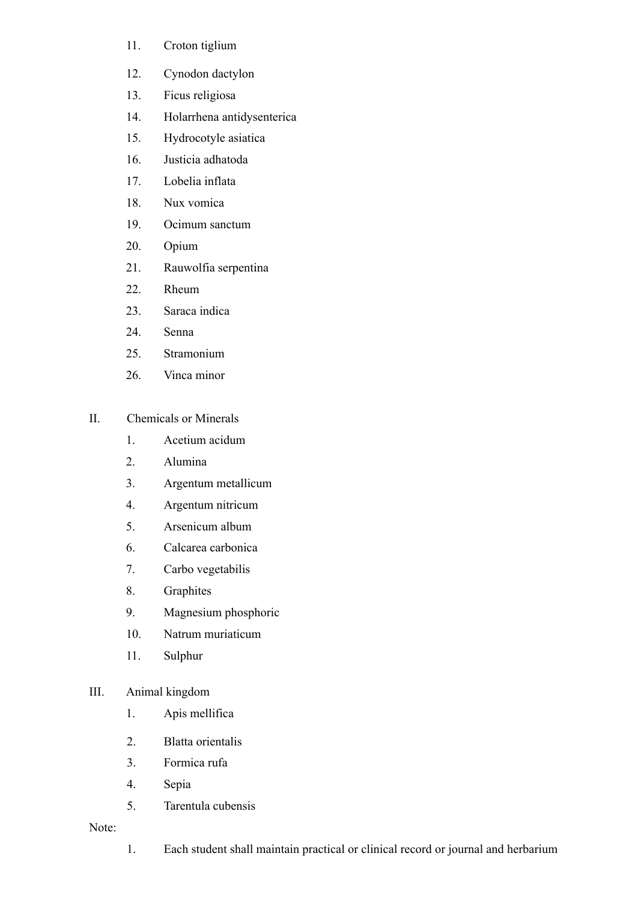11. Croton tiglium
12. Cynodon dactylon
13. Ficus religiosa
14. Holarrhena antidysenterica
15. Hydrocotyle asiatica
16. Justicia adhatoda
17. Lobelia inflata
18. Nux vomica
19. Ocimum sanctum
20. Opium
21. Rauwolfia serpentina
22. Rheum
23. Saraca indica
24. Senna
25. Stramonium
26. Vinca minor

II. Chemicals or Minerals

1. Acetium acidum
2. Alumina
3. Argentum metallicum
4. Argentum nitricum
5. Arsenicum album
6. Calcarea carbonica
7. Carbo vegetabilis
8. Graphites
9. Magnesium phosphoric
10. Natrum muriaticum
11. Sulphur

III. Animal kingdom

1. Apis mellifica
2. Blatta orientalis
3. Formica rufa
4. Sepia
5. Tarentula cubensis

Note:

1. Each student shall maintain practical or clinical record or journal and herbarium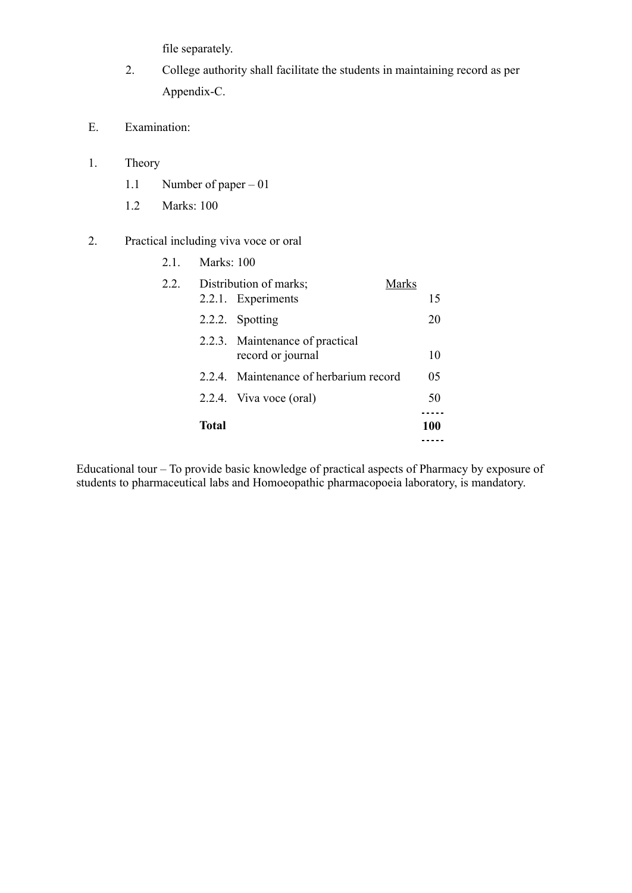file separately.

2. College authority shall facilitate the students in maintaining record as per Appendix-C.

E. Examination:

1. Theory

   1.1 Number of paper – 01

   1.2 Marks: 100

2. Practical including viva voce or oral

   2.1. Marks: 100

   2.2. Distribution of marks;

| | | Marks |
|---|---|---|
| 2.2.1. | Experiments | 15 |
| 2.2.2. | Spotting | 20 |
| 2.2.3. | Maintenance of practical record or journal | 10 |
| 2.2.4. | Maintenance of herbarium record | 05 |
| 2.2.4. | Viva voce (oral) | 50 |
| **Total** | | **100** |

Educational tour – To provide basic knowledge of practical aspects of Pharmacy by exposure of students to pharmaceutical labs and Homoeopathic pharmacopoeia laboratory, is mandatory.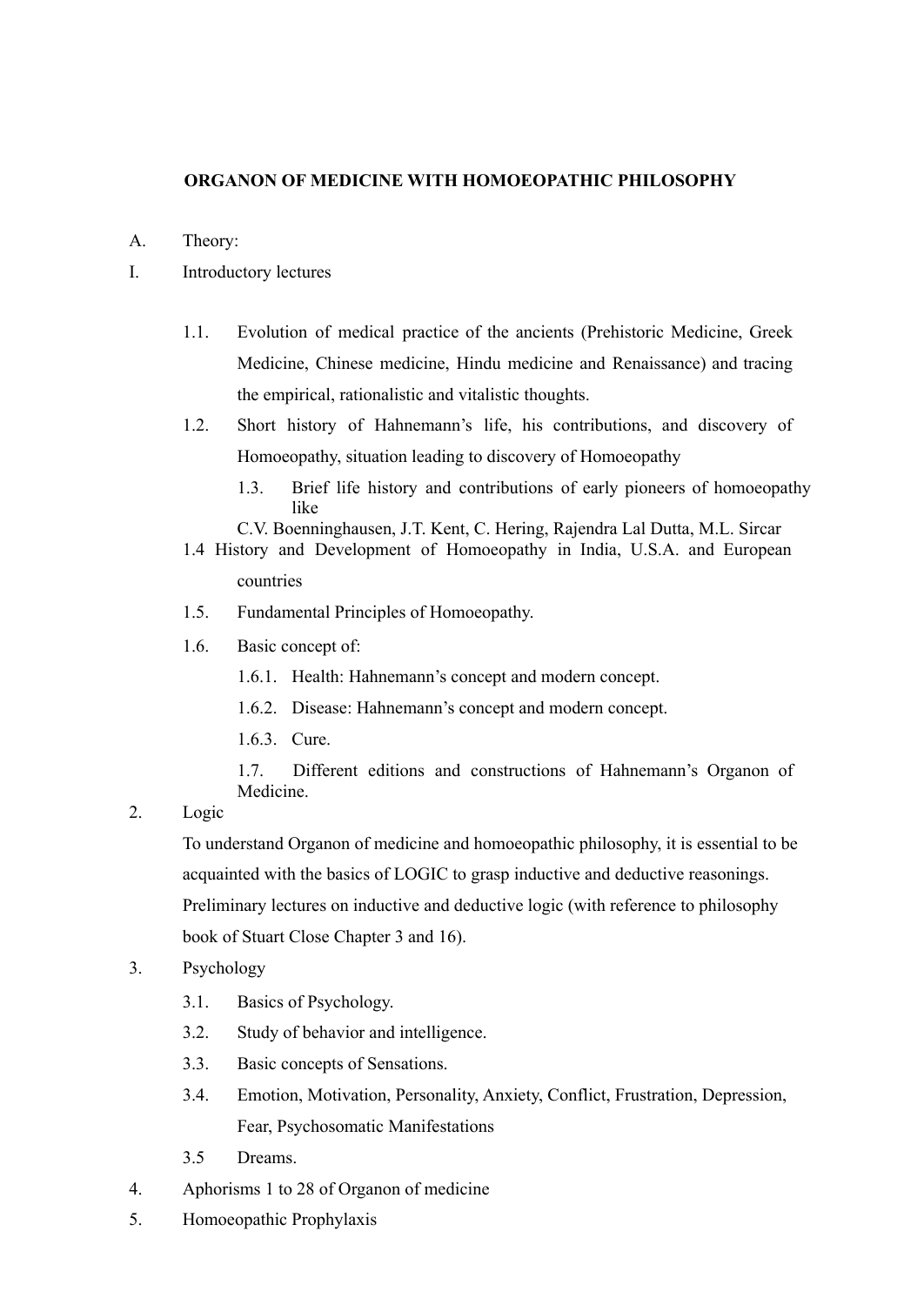**ORGANON OF MEDICINE WITH HOMOEOPATHIC PHILOSOPHY**

A. Theory:

I. Introductory lectures

1.1. Evolution of medical practice of the ancients (Prehistoric Medicine, Greek Medicine, Chinese medicine, Hindu medicine and Renaissance) and tracing the empirical, rationalistic and vitalistic thoughts.

1.2. Short history of Hahnemann's life, his contributions, and discovery of Homoeopathy, situation leading to discovery of Homoeopathy

1.3. Brief life history and contributions of early pioneers of homoeopathy like C.V. Boenninghausen, J.T. Kent, C. Hering, Rajendra Lal Dutta, M.L. Sircar

1.4 History and Development of Homoeopathy in India, U.S.A. and European countries

1.5. Fundamental Principles of Homoeopathy.

1.6. Basic concept of:

- 1.6.1. Health: Hahnemann's concept and modern concept.
- 1.6.2. Disease: Hahnemann's concept and modern concept.
- 1.6.3. Cure.

1.7. Different editions and constructions of Hahnemann's Organon of Medicine.

2. Logic

To understand Organon of medicine and homoeopathic philosophy, it is essential to be acquainted with the basics of LOGIC to grasp inductive and deductive reasonings. Preliminary lectures on inductive and deductive logic (with reference to philosophy book of Stuart Close Chapter 3 and 16).

3. Psychology

- 3.1. Basics of Psychology.
- 3.2. Study of behavior and intelligence.
- 3.3. Basic concepts of Sensations.
- 3.4. Emotion, Motivation, Personality, Anxiety, Conflict, Frustration, Depression, Fear, Psychosomatic Manifestations
- 3.5 Dreams.

4. Aphorisms 1 to 28 of Organon of medicine

5. Homoeopathic Prophylaxis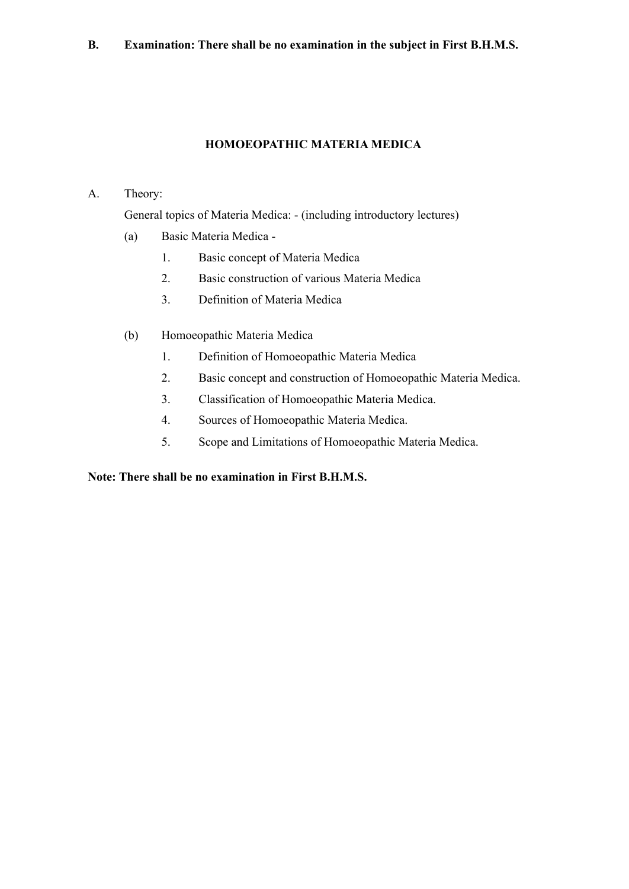**B. Examination: There shall be no examination in the subject in First B.H.M.S.**

## HOMOEOPATHIC MATERIA MEDICA

A. Theory:

General topics of Materia Medica: - (including introductory lectures)

(a) Basic Materia Medica -

1. Basic concept of Materia Medica
2. Basic construction of various Materia Medica
3. Definition of Materia Medica

(b) Homoeopathic Materia Medica

1. Definition of Homoeopathic Materia Medica
2. Basic concept and construction of Homoeopathic Materia Medica.
3. Classification of Homoeopathic Materia Medica.
4. Sources of Homoeopathic Materia Medica.
5. Scope and Limitations of Homoeopathic Materia Medica.

**Note: There shall be no examination in First B.H.M.S.**